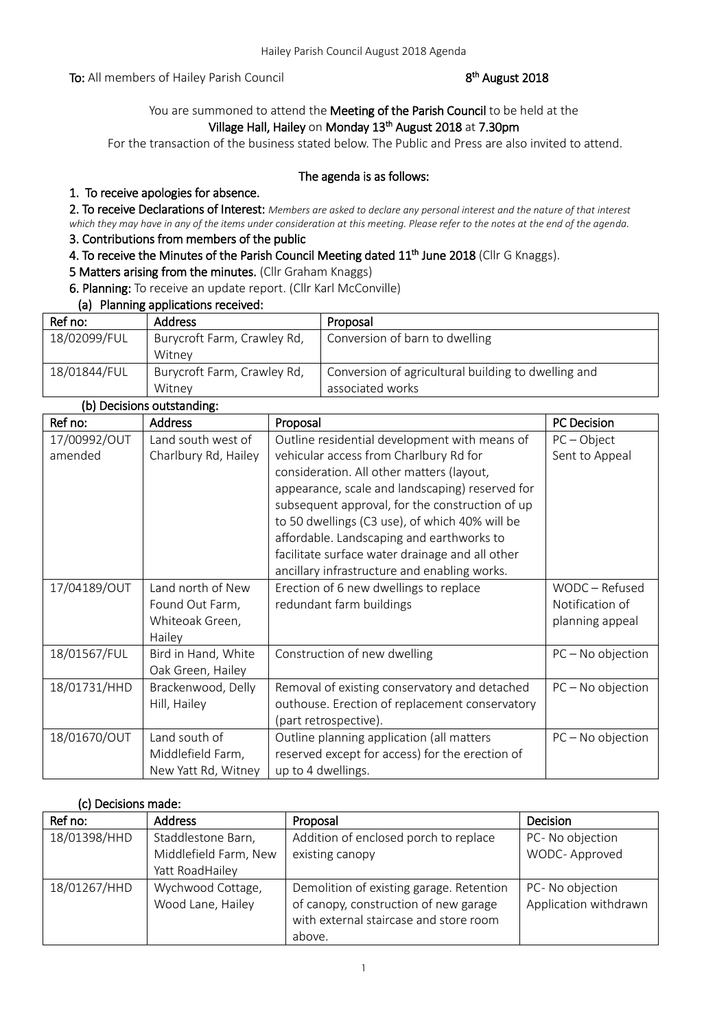**To:** All members of Hailey Parish Council

**8th August 2018**

You are summoned to attend the **Meeting of the Parish Council** to be held at the **Village Hall, Hailey** on **Monday 13th August 2018** at **7.30pm**

For the transaction of the business stated below. The Public and Press are also invited to attend.

**The agenda is as follows:**

**1. To receive apologies for absence.**

**2. To receive Declarations of Interest:** *Members are asked to declare any personal interest and the nature of that interest which they may have in any of the items under consideration at this meeting. Please refer to the notes at the end of the agenda.*

**3. Contributions from members of the public**

**4. To receive the Minutes of the Parish Council Meeting dated 11th June 2018** (Cllr G Knaggs).

**5 Matters arising from the minutes.** (Cllr Graham Knaggs)

**6. Planning:** To receive an update report. (Cllr Karl McConville)

**(a) Planning applications received:**

| Ref no: | Address | Proposal |
|---|---|---|
| 18/02099/FUL | Burycroft Farm, Crawley Rd, Witney | Conversion of barn to dwelling |
| 18/01844/FUL | Burycroft Farm, Crawley Rd, Witney | Conversion of agricultural building to dwelling and associated works |

**(b) Decisions outstanding:**

| Ref no: | Address | Proposal | PC Decision |
|---|---|---|---|
| 17/00992/OUT amended | Land south west of Charlbury Rd, Hailey | Outline residential development with means of vehicular access from Charlbury Rd for consideration. All other matters (layout, appearance, scale and landscaping) reserved for subsequent approval, for the construction of up to 50 dwellings (C3 use), of which 40% will be affordable. Landscaping and earthworks to facilitate surface water drainage and all other ancillary infrastructure and enabling works. | PC – Object Sent to Appeal |
| 17/04189/OUT | Land north of New Found Out Farm, Whiteoak Green, Hailey | Erection of 6 new dwellings to replace redundant farm buildings | WODC – Refused Notification of planning appeal |
| 18/01567/FUL | Bird in Hand, White Oak Green, Hailey | Construction of new dwelling | PC – No objection |
| 18/01731/HHD | Brackenwood, Delly Hill, Hailey | Removal of existing conservatory and detached outhouse. Erection of replacement conservatory (part retrospective). | PC – No objection |
| 18/01670/OUT | Land south of Middlefield Farm, New Yatt Rd, Witney | Outline planning application (all matters reserved except for access) for the erection of up to 4 dwellings. | PC – No objection |

**(c) Decisions made:**

| Ref no: | Address | Proposal | Decision |
|---|---|---|---|
| 18/01398/HHD | Staddlestone Barn, Middlefield Farm, New Yatt RoadHailey | Addition of enclosed porch to replace existing canopy | PC- No objection WODC- Approved |
| 18/01267/HHD | Wychwood Cottage, Wood Lane, Hailey | Demolition of existing garage. Retention of canopy, construction of new garage with external staircase and store room above. | PC- No objection Application withdrawn |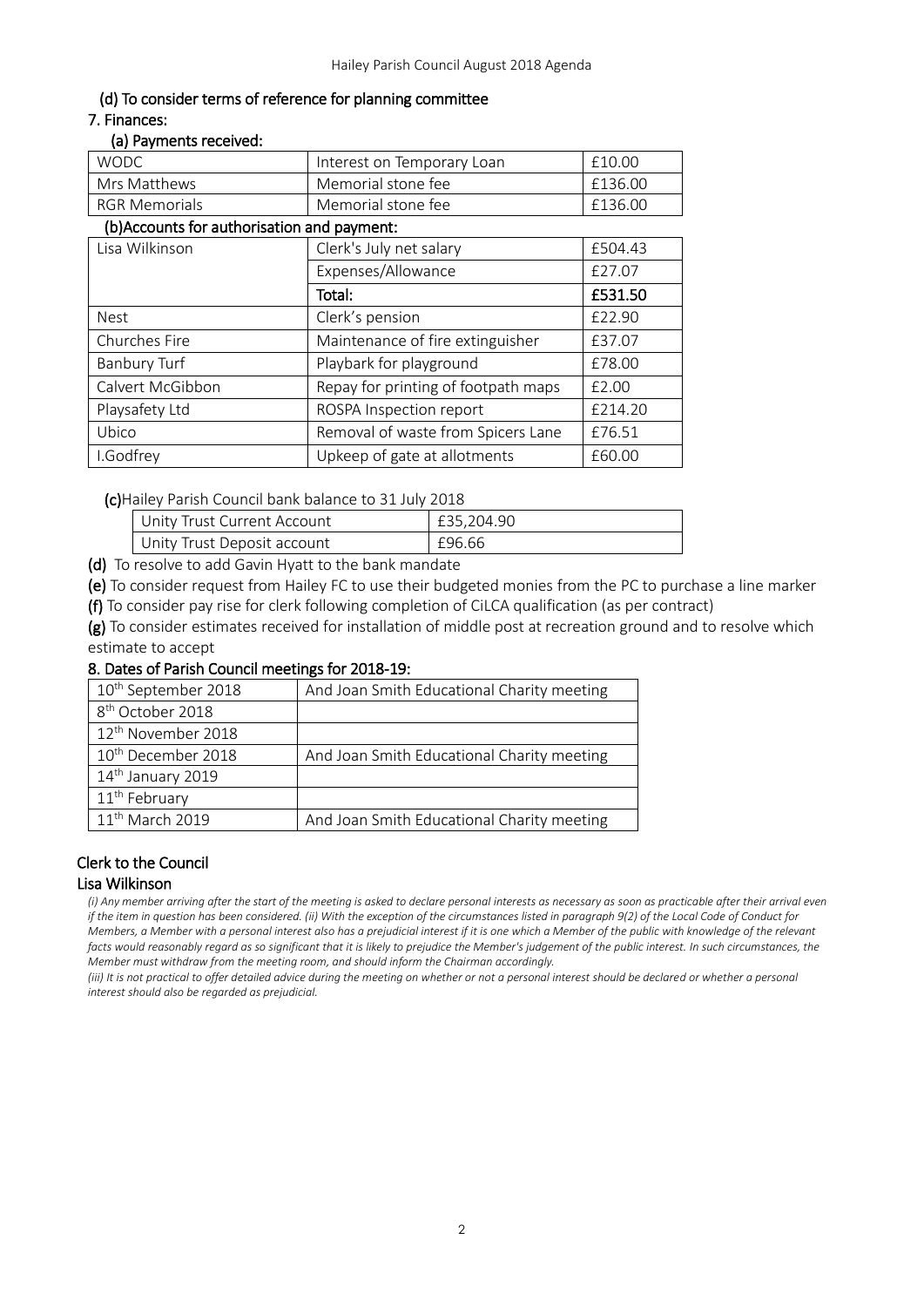(d) To consider terms of reference for planning committee

7. Finances:

(a) Payments received:

| WODC | Interest on Temporary Loan | £10.00 |
|---|---|---|
| Mrs Matthews | Memorial stone fee | £136.00 |
| RGR Memorials | Memorial stone fee | £136.00 |

(b)Accounts for authorisation and payment:

| Lisa Wilkinson | Clerk's July net salary | £504.43 |
|---|---|---|
| | Expenses/Allowance | £27.07 |
| | **Total:** | **£531.50** |
| Nest | Clerk's pension | £22.90 |
| Churches Fire | Maintenance of fire extinguisher | £37.07 |
| Banbury Turf | Playbark for playground | £78.00 |
| Calvert McGibbon | Repay for printing of footpath maps | £2.00 |
| Playsafety Ltd | ROSPA Inspection report | £214.20 |
| Ubico | Removal of waste from Spicers Lane | £76.51 |
| I.Godfrey | Upkeep of gate at allotments | £60.00 |

**(c)**Hailey Parish Council bank balance to 31 July 2018

| Unity Trust Current Account | £35,204.90 |
|---|---|
| Unity Trust Deposit account | £96.66 |

**(d)** To resolve to add Gavin Hyatt to the bank mandate

**(e)** To consider request from Hailey FC to use their budgeted monies from the PC to purchase a line marker

**(f)** To consider pay rise for clerk following completion of CiLCA qualification (as per contract)

**(g)** To consider estimates received for installation of middle post at recreation ground and to resolve which estimate to accept

8. Dates of Parish Council meetings for 2018-19:

| 10th September 2018 | And Joan Smith Educational Charity meeting |
|---|---|
| 8th October 2018 | |
| 12th November 2018 | |
| 10th December 2018 | And Joan Smith Educational Charity meeting |
| 14th January 2019 | |
| 11th February | |
| 11th March 2019 | And Joan Smith Educational Charity meeting |

Clerk to the Council

Lisa Wilkinson

*(i) Any member arriving after the start of the meeting is asked to declare personal interests as necessary as soon as practicable after their arrival even if the item in question has been considered. (ii) With the exception of the circumstances listed in paragraph 9(2) of the Local Code of Conduct for Members, a Member with a personal interest also has a prejudicial interest if it is one which a Member of the public with knowledge of the relevant facts would reasonably regard as so significant that it is likely to prejudice the Member's judgement of the public interest. In such circumstances, the Member must withdraw from the meeting room, and should inform the Chairman accordingly.*

*(iii) It is not practical to offer detailed advice during the meeting on whether or not a personal interest should be declared or whether a personal interest should also be regarded as prejudicial.*